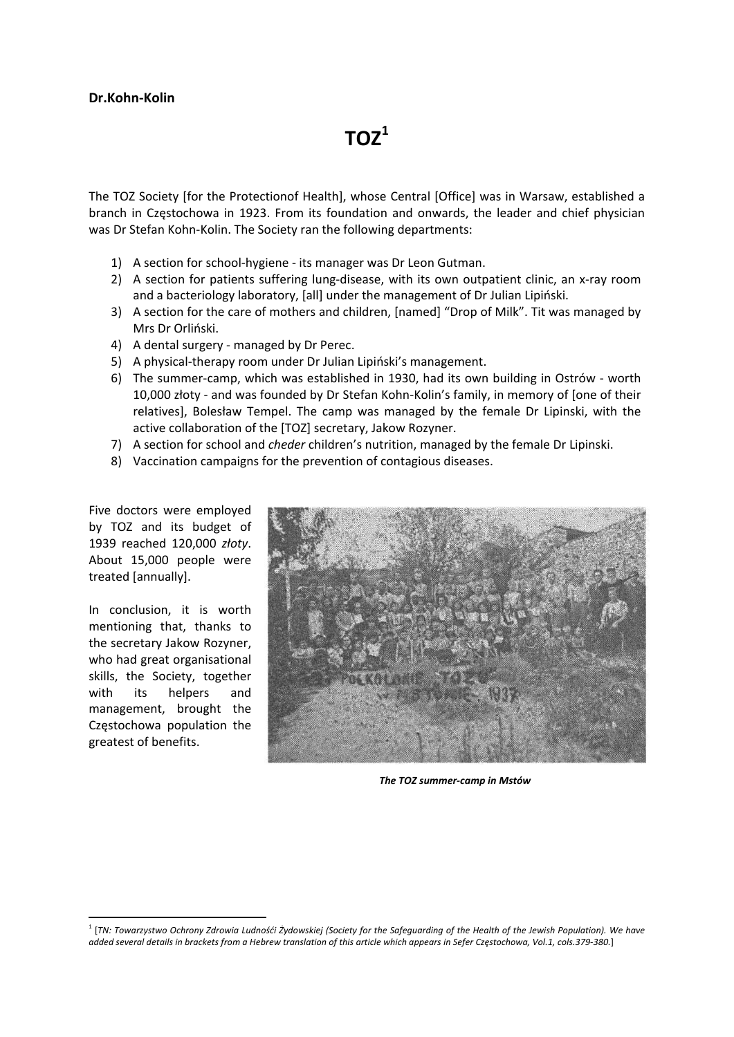**Dr.Kohn-Kolin**

# TOZ[1]

The TOZ Society [for the Protectionof Health], whose Central [Office] was in Warsaw, established a branch in Częstochowa in 1923. From its foundation and onwards, the leader and chief physician was Dr Stefan Kohn-Kolin. The Society ran the following departments:

1) A section for school-hygiene - its manager was Dr Leon Gutman.
2) A section for patients suffering lung-disease, with its own outpatient clinic, an x-ray room and a bacteriology laboratory, [all] under the management of Dr Julian Lipiński.
3) A section for the care of mothers and children, [named] "Drop of Milk". Tit was managed by Mrs Dr Orliński.
4) A dental surgery - managed by Dr Perec.
5) A physical-therapy room under Dr Julian Lipiński's management.
6) The summer-camp, which was established in 1930, had its own building in Ostrów - worth 10,000 złoty - and was founded by Dr Stefan Kohn-Kolin's family, in memory of [one of their relatives], Bolesław Tempel. The camp was managed by the female Dr Lipinski, with the active collaboration of the [TOZ] secretary, Jakow Rozyner.
7) A section for school and *cheder* children's nutrition, managed by the female Dr Lipinski.
8) Vaccination campaigns for the prevention of contagious diseases.

Five doctors were employed by TOZ and its budget of 1939 reached 120,000 *złoty*. About 15,000 people were treated [annually].

In conclusion, it is worth mentioning that, thanks to the secretary Jakow Rozyner, who had great organisational skills, the Society, together with its helpers and management, brought the Częstochowa population the greatest of benefits.

***The TOZ summer-camp in Mstów***

[1] [*TN: Towarzystwo Ochrony Zdrowia Ludnośći Żydowskiej (Society for the Safeguarding of the Health of the Jewish Population). We have added several details in brackets from a Hebrew translation of this article which appears in Sefer Częstochowa, Vol.1, cols.379-380.*]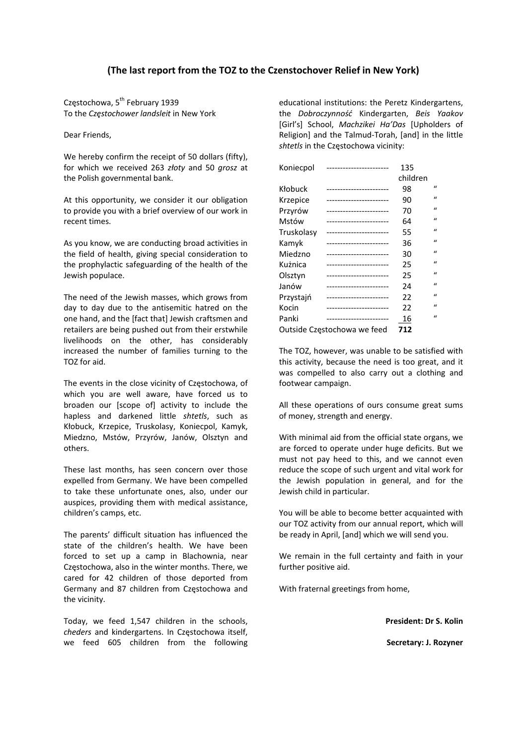## (The last report from the TOZ to the Czenstochover Relief in New York)

Częstochowa, 5th February 1939
To the *Częstochower landsleit* in New York

Dear Friends,

We hereby confirm the receipt of 50 dollars (fifty), for which we received 263 *złoty* and 50 *grosz* at the Polish governmental bank.

At this opportunity, we consider it our obligation to provide you with a brief overview of our work in recent times.

As you know, we are conducting broad activities in the field of health, giving special consideration to the prophylactic safeguarding of the health of the Jewish populace.

The need of the Jewish masses, which grows from day to day due to the antisemitic hatred on the one hand, and the [fact that] Jewish craftsmen and retailers are being pushed out from their erstwhile livelihoods on the other, has considerably increased the number of families turning to the TOZ for aid.

The events in the close vicinity of Częstochowa, of which you are well aware, have forced us to broaden our [scope of] activity to include the hapless and darkened little *shtetls*, such as Kłobuck, Krzepice, Truskolasy, Koniecpol, Kamyk, Miedzno, Mstów, Przyrów, Janów, Olsztyn and others.

These last months, has seen concern over those expelled from Germany. We have been compelled to take these unfortunate ones, also, under our auspices, providing them with medical assistance, children's camps, etc.

The parents' difficult situation has influenced the state of the children's health. We have been forced to set up a camp in Blachownia, near Częstochowa, also in the winter months. There, we cared for 42 children of those deported from Germany and 87 children from Częstochowa and the vicinity.

Today, we feed 1,547 children in the schools, *cheders* and kindergartens. In Częstochowa itself, we feed 605 children from the following educational institutions: the Peretz Kindergartens, the *Dobroczynność* Kindergarten, *Beis Yaakov* [Girl's] School, *Machzikei Ha'Das* [Upholders of Religion] and the Talmud-Torah, [and] in the little *shtetls* in the Częstochowa vicinity:

| | | | |
|---|---|---|---|
| Koniecpol | ----------------------- | 135 children | |
| Kłobuck | ----------------------- | 98 | " |
| Krzepice | ----------------------- | 90 | " |
| Przyrów | ----------------------- | 70 | " |
| Mstów | ----------------------- | 64 | " |
| Truskolasy | ----------------------- | 55 | " |
| Kamyk | ----------------------- | 36 | " |
| Miedzno | ----------------------- | 30 | " |
| Kużnica | ----------------------- | 25 | " |
| Olsztyn | ----------------------- | 25 | " |
| Janów | ----------------------- | 24 | " |
| Przystajń | ----------------------- | 22 | " |
| Kocin | ----------------------- | 22 | " |
| Panki | ----------------------- | 16 | " |
| Outside Częstochowa we feed | | **712** | |

The TOZ, however, was unable to be satisfied with this activity, because the need is too great, and it was compelled to also carry out a clothing and footwear campaign.

All these operations of ours consume great sums of money, strength and energy.

With minimal aid from the official state organs, we are forced to operate under huge deficits. But we must not pay heed to this, and we cannot even reduce the scope of such urgent and vital work for the Jewish population in general, and for the Jewish child in particular.

You will be able to become better acquainted with our TOZ activity from our annual report, which will be ready in April, [and] which we will send you.

We remain in the full certainty and faith in your further positive aid.

With fraternal greetings from home,

**President: Dr S. Kolin**

**Secretary: J. Rozyner**